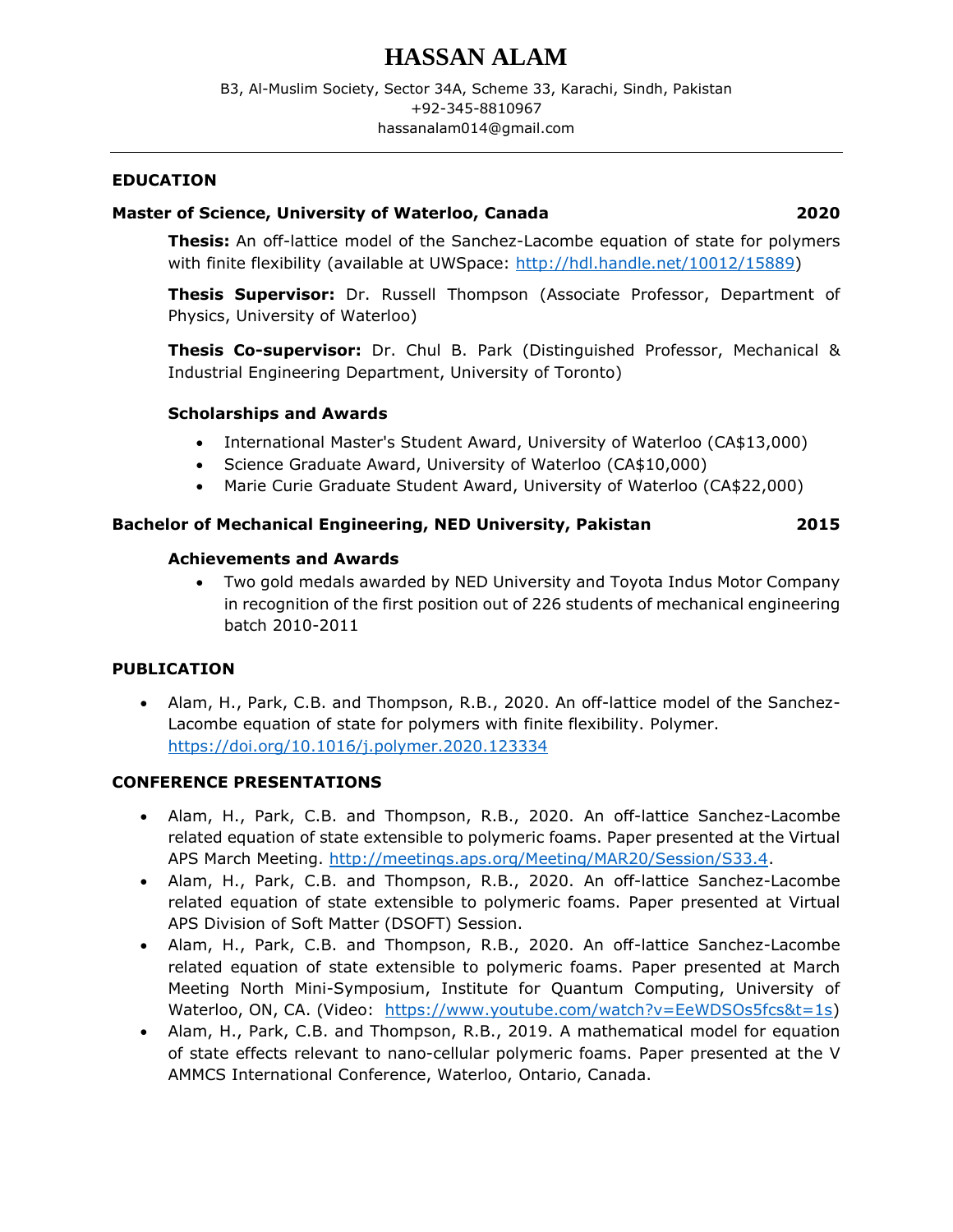# HASSAN ALAM

B3, Al-Muslim Society, Sector 34A, Scheme 33, Karachi, Sindh, Pakistan
+92-345-8810967
hassanalam014@gmail.com

---

## EDUCATION

### Master of Science, University of Waterloo, Canada — 2020

**Thesis:** An off-lattice model of the Sanchez-Lacombe equation of state for polymers with finite flexibility (available at UWSpace: http://hdl.handle.net/10012/15889)

**Thesis Supervisor:** Dr. Russell Thompson (Associate Professor, Department of Physics, University of Waterloo)

**Thesis Co-supervisor:** Dr. Chul B. Park (Distinguished Professor, Mechanical & Industrial Engineering Department, University of Toronto)

**Scholarships and Awards**

- International Master's Student Award, University of Waterloo (CA$13,000)
- Science Graduate Award, University of Waterloo (CA$10,000)
- Marie Curie Graduate Student Award, University of Waterloo (CA$22,000)

### Bachelor of Mechanical Engineering, NED University, Pakistan — 2015

**Achievements and Awards**

- Two gold medals awarded by NED University and Toyota Indus Motor Company in recognition of the first position out of 226 students of mechanical engineering batch 2010-2011

## PUBLICATION

- Alam, H., Park, C.B. and Thompson, R.B., 2020. An off-lattice model of the Sanchez-Lacombe equation of state for polymers with finite flexibility. Polymer. https://doi.org/10.1016/j.polymer.2020.123334

## CONFERENCE PRESENTATIONS

- Alam, H., Park, C.B. and Thompson, R.B., 2020. An off-lattice Sanchez-Lacombe related equation of state extensible to polymeric foams. Paper presented at the Virtual APS March Meeting. http://meetings.aps.org/Meeting/MAR20/Session/S33.4.
- Alam, H., Park, C.B. and Thompson, R.B., 2020. An off-lattice Sanchez-Lacombe related equation of state extensible to polymeric foams. Paper presented at Virtual APS Division of Soft Matter (DSOFT) Session.
- Alam, H., Park, C.B. and Thompson, R.B., 2020. An off-lattice Sanchez-Lacombe related equation of state extensible to polymeric foams. Paper presented at March Meeting North Mini-Symposium, Institute for Quantum Computing, University of Waterloo, ON, CA. (Video: https://www.youtube.com/watch?v=EeWDSOs5fcs&t=1s)
- Alam, H., Park, C.B. and Thompson, R.B., 2019. A mathematical model for equation of state effects relevant to nano-cellular polymeric foams. Paper presented at the V AMMCS International Conference, Waterloo, Ontario, Canada.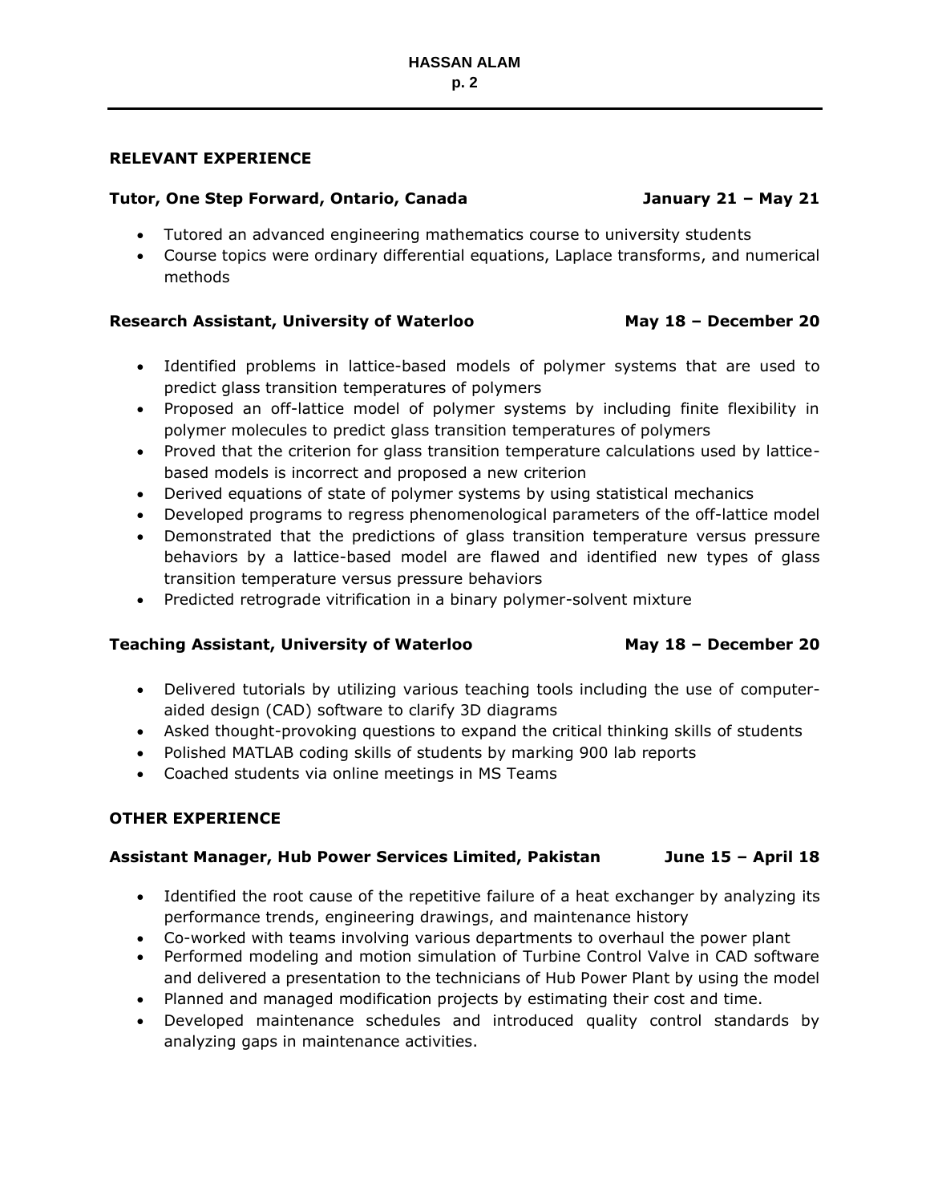## RELEVANT EXPERIENCE

**Tutor, One Step Forward, Ontario, Canada** **January 21 – May 21**

- Tutored an advanced engineering mathematics course to university students
- Course topics were ordinary differential equations, Laplace transforms, and numerical methods

**Research Assistant, University of Waterloo** **May 18 – December 20**

- Identified problems in lattice-based models of polymer systems that are used to predict glass transition temperatures of polymers
- Proposed an off-lattice model of polymer systems by including finite flexibility in polymer molecules to predict glass transition temperatures of polymers
- Proved that the criterion for glass transition temperature calculations used by lattice-based models is incorrect and proposed a new criterion
- Derived equations of state of polymer systems by using statistical mechanics
- Developed programs to regress phenomenological parameters of the off-lattice model
- Demonstrated that the predictions of glass transition temperature versus pressure behaviors by a lattice-based model are flawed and identified new types of glass transition temperature versus pressure behaviors
- Predicted retrograde vitrification in a binary polymer-solvent mixture

**Teaching Assistant, University of Waterloo** **May 18 – December 20**

- Delivered tutorials by utilizing various teaching tools including the use of computer-aided design (CAD) software to clarify 3D diagrams
- Asked thought-provoking questions to expand the critical thinking skills of students
- Polished MATLAB coding skills of students by marking 900 lab reports
- Coached students via online meetings in MS Teams

## OTHER EXPERIENCE

**Assistant Manager, Hub Power Services Limited, Pakistan** **June 15 – April 18**

- Identified the root cause of the repetitive failure of a heat exchanger by analyzing its performance trends, engineering drawings, and maintenance history
- Co-worked with teams involving various departments to overhaul the power plant
- Performed modeling and motion simulation of Turbine Control Valve in CAD software and delivered a presentation to the technicians of Hub Power Plant by using the model
- Planned and managed modification projects by estimating their cost and time.
- Developed maintenance schedules and introduced quality control standards by analyzing gaps in maintenance activities.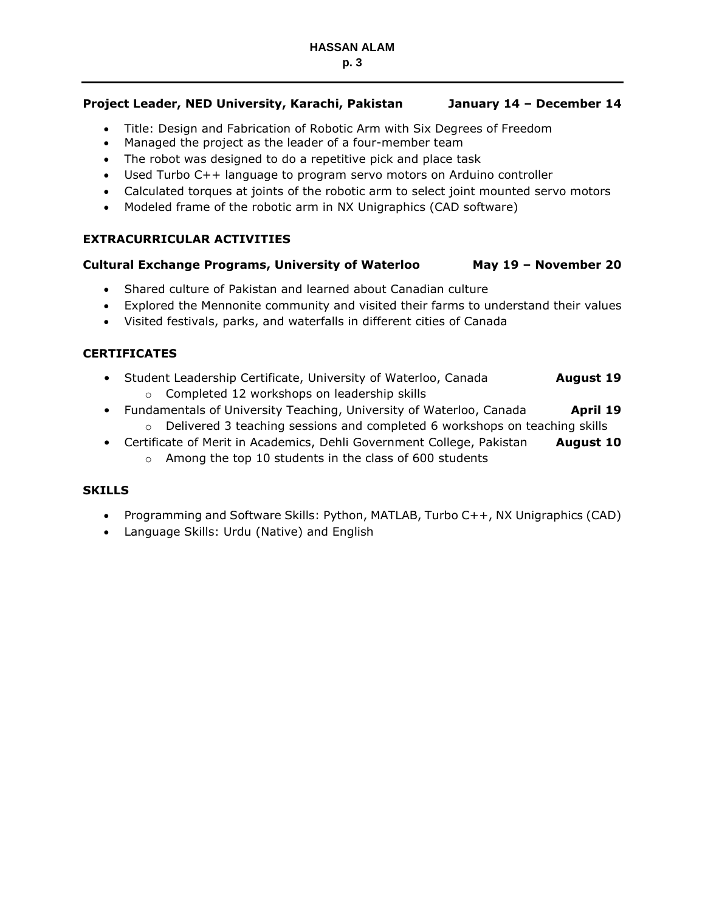**Project Leader, NED University, Karachi, Pakistan** **January 14 – December 14**

- Title: Design and Fabrication of Robotic Arm with Six Degrees of Freedom
- Managed the project as the leader of a four-member team
- The robot was designed to do a repetitive pick and place task
- Used Turbo C++ language to program servo motors on Arduino controller
- Calculated torques at joints of the robotic arm to select joint mounted servo motors
- Modeled frame of the robotic arm in NX Unigraphics (CAD software)

## EXTRACURRICULAR ACTIVITIES

**Cultural Exchange Programs, University of Waterloo** **May 19 – November 20**

- Shared culture of Pakistan and learned about Canadian culture
- Explored the Mennonite community and visited their farms to understand their values
- Visited festivals, parks, and waterfalls in different cities of Canada

## CERTIFICATES

- Student Leadership Certificate, University of Waterloo, Canada **August 19**
  - Completed 12 workshops on leadership skills
- Fundamentals of University Teaching, University of Waterloo, Canada **April 19**
  - Delivered 3 teaching sessions and completed 6 workshops on teaching skills
- Certificate of Merit in Academics, Dehli Government College, Pakistan **August 10**
  - Among the top 10 students in the class of 600 students

## SKILLS

- Programming and Software Skills: Python, MATLAB, Turbo C++, NX Unigraphics (CAD)
- Language Skills: Urdu (Native) and English